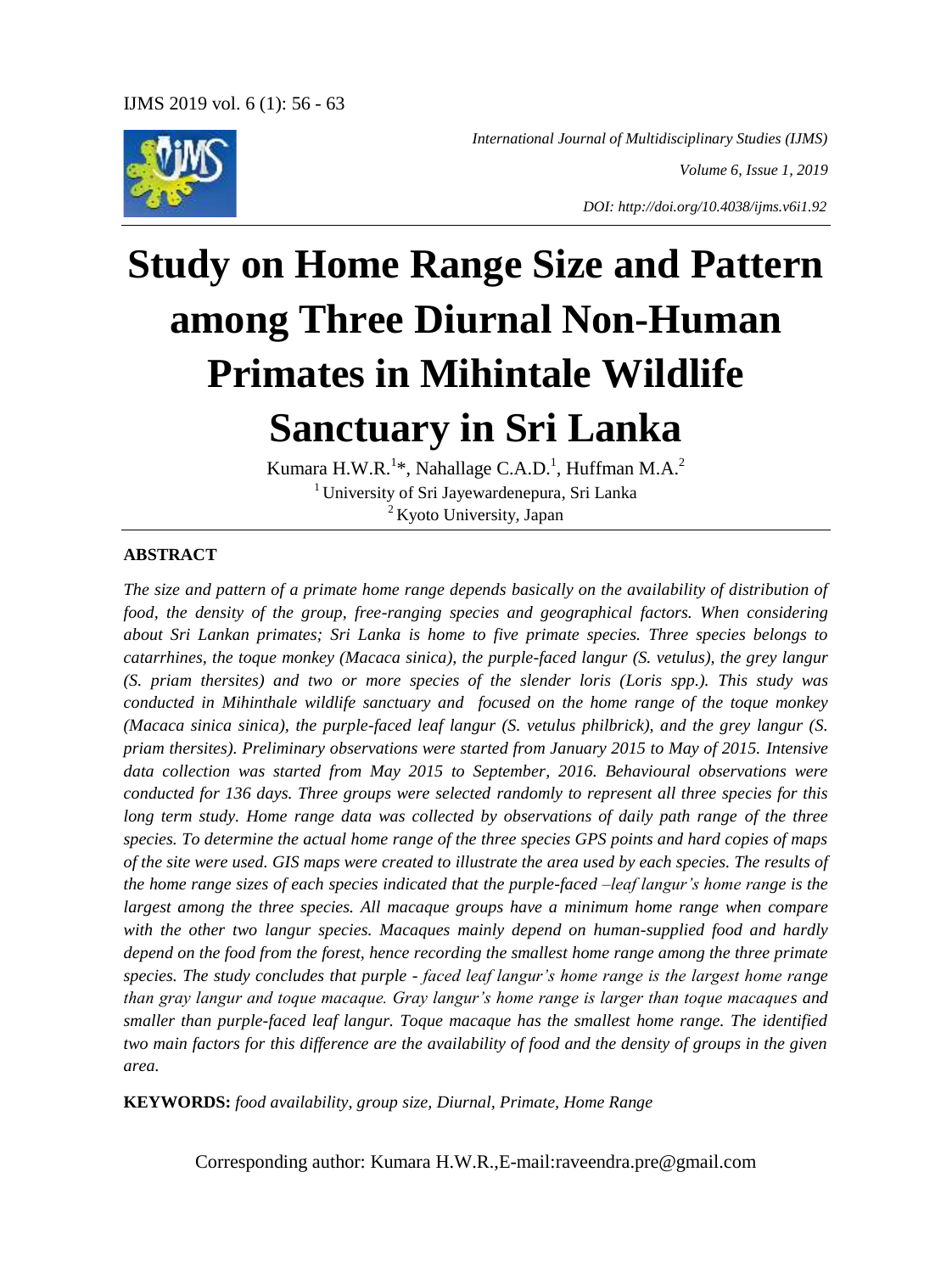*International Journal of Multidisciplinary Studies (IJMS)*

*Volume 6, Issue 1, 2019*

*DOI: http://doi.org/10.4038/ijms.v6i1.92*

# Study on Home Range Size and Pattern among Three Diurnal Non-Human Primates in Mihintale Wildlife Sanctuary in Sri Lanka

Kumara H.W.R.[1]*, Nahallage C.A.D.[1], Huffman M.A.[2]

[1] University of Sri Jayewardenepura, Sri Lanka

[2] Kyoto University, Japan

## ABSTRACT

*The size and pattern of a primate home range depends basically on the availability of distribution of food, the density of the group, free-ranging species and geographical factors. When considering about Sri Lankan primates; Sri Lanka is home to five primate species. Three species belongs to catarrhines, the toque monkey (Macaca sinica), the purple-faced langur (S. vetulus), the grey langur (S. priam thersites) and two or more species of the slender loris (Loris spp.). This study was conducted in Mihinthale wildlife sanctuary and focused on the home range of the toque monkey (Macaca sinica sinica), the purple-faced leaf langur (S. vetulus philbrick), and the grey langur (S. priam thersites). Preliminary observations were started from January 2015 to May of 2015. Intensive data collection was started from May 2015 to September, 2016. Behavioural observations were conducted for 136 days. Three groups were selected randomly to represent all three species for this long term study. Home range data was collected by observations of daily path range of the three species. To determine the actual home range of the three species GPS points and hard copies of maps of the site were used. GIS maps were created to illustrate the area used by each species. The results of the home range sizes of each species indicated that the purple-faced –leaf langur's home range is the largest among the three species. All macaque groups have a minimum home range when compare with the other two langur species. Macaques mainly depend on human-supplied food and hardly depend on the food from the forest, hence recording the smallest home range among the three primate species. The study concludes that purple - faced leaf langur's home range is the largest home range than gray langur and toque macaque. Gray langur's home range is larger than toque macaques and smaller than purple-faced leaf langur. Toque macaque has the smallest home range. The identified two main factors for this difference are the availability of food and the density of groups in the given area.*

**KEYWORDS:** *food availability, group size, Diurnal, Primate, Home Range*

Corresponding author: Kumara H.W.R.,E-mail:raveendra.pre@gmail.com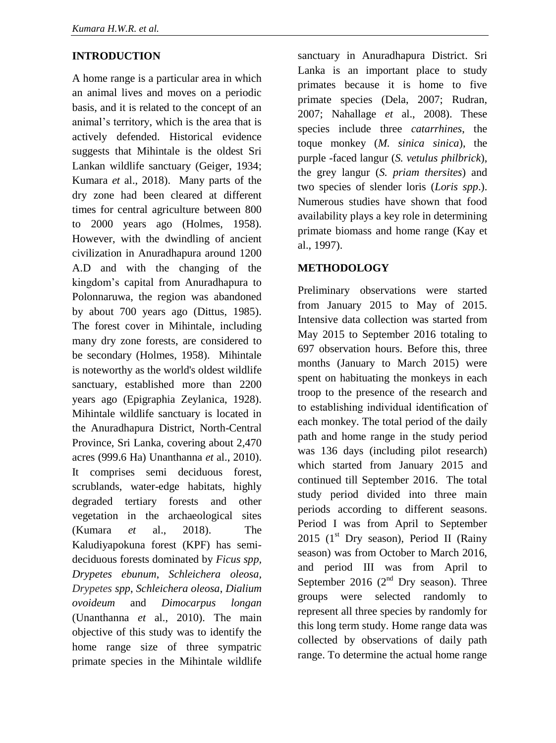## INTRODUCTION

A home range is a particular area in which an animal lives and moves on a periodic basis, and it is related to the concept of an animal's territory, which is the area that is actively defended. Historical evidence suggests that Mihintale is the oldest Sri Lankan wildlife sanctuary (Geiger, 1934; Kumara *et* al., 2018). Many parts of the dry zone had been cleared at different times for central agriculture between 800 to 2000 years ago (Holmes, 1958). However, with the dwindling of ancient civilization in Anuradhapura around 1200 A.D and with the changing of the kingdom's capital from Anuradhapura to Polonnaruwa, the region was abandoned by about 700 years ago (Dittus, 1985). The forest cover in Mihintale, including many dry zone forests, are considered to be secondary (Holmes, 1958). Mihintale is noteworthy as the world's oldest wildlife sanctuary, established more than 2200 years ago (Epigraphia Zeylanica, 1928). Mihintale wildlife sanctuary is located in the Anuradhapura District, North-Central Province, Sri Lanka, covering about 2,470 acres (999.6 Ha) Unanthanna *et* al., 2010). It comprises semi deciduous forest, scrublands, water-edge habitats, highly degraded tertiary forests and other vegetation in the archaeological sites (Kumara *et* al., 2018). The Kaludiyapokuna forest (KPF) has semi-deciduous forests dominated by *Ficus spp*, *Drypetes ebunum*, *Schleichera oleosa*, *Drypetes spp*, *Schleichera oleosa*, *Dialium ovoideum* and *Dimocarpus longan* (Unanthanna *et* al., 2010). The main objective of this study was to identify the home range size of three sympatric primate species in the Mihintale wildlife sanctuary in Anuradhapura District. Sri Lanka is an important place to study primates because it is home to five primate species (Dela, 2007; Rudran, 2007; Nahallage *et* al., 2008). These species include three *catarrhines*, the toque monkey (*M. sinica sinica*), the purple -faced langur (*S. vetulus philbrick*), the grey langur (*S. priam thersites*) and two species of slender loris (*Loris spp*.). Numerous studies have shown that food availability plays a key role in determining primate biomass and home range (Kay et al., 1997).

## METHODOLOGY

Preliminary observations were started from January 2015 to May of 2015. Intensive data collection was started from May 2015 to September 2016 totaling to 697 observation hours. Before this, three months (January to March 2015) were spent on habituating the monkeys in each troop to the presence of the research and to establishing individual identification of each monkey. The total period of the daily path and home range in the study period was 136 days (including pilot research) which started from January 2015 and continued till September 2016. The total study period divided into three main periods according to different seasons. Period I was from April to September 2015 (1st Dry season), Period II (Rainy season) was from October to March 2016, and period III was from April to September 2016 (2nd Dry season). Three groups were selected randomly to represent all three species by randomly for this long term study. Home range data was collected by observations of daily path range. To determine the actual home range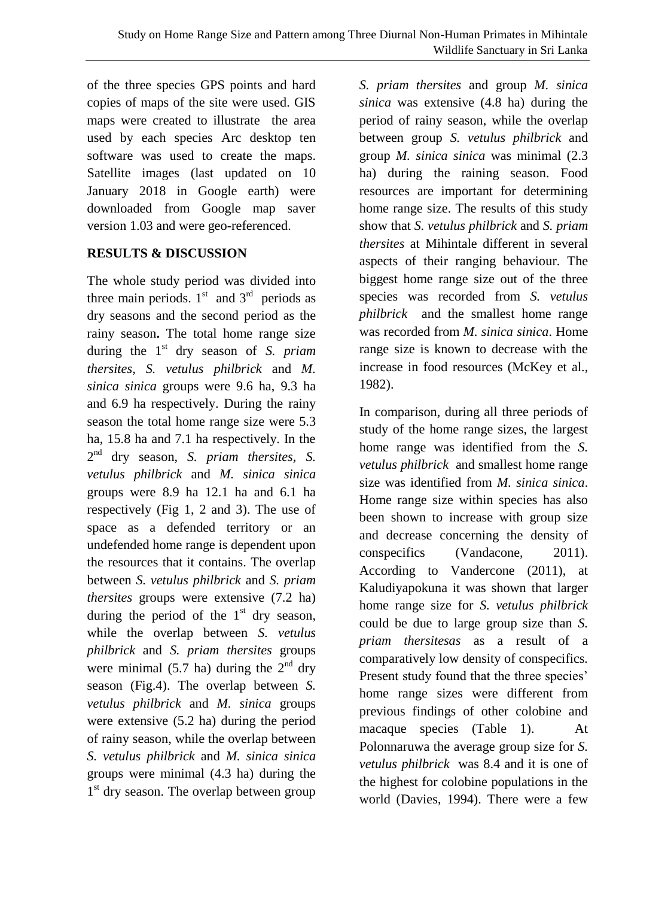of the three species GPS points and hard copies of maps of the site were used. GIS maps were created to illustrate the area used by each species Arc desktop ten software was used to create the maps. Satellite images (last updated on 10 January 2018 in Google earth) were downloaded from Google map saver version 1.03 and were geo-referenced.

## RESULTS & DISCUSSION

The whole study period was divided into three main periods. 1st and 3rd periods as dry seasons and the second period as the rainy season. The total home range size during the 1st dry season of *S. priam thersites*, *S. vetulus philbrick* and *M. sinica sinica* groups were 9.6 ha, 9.3 ha and 6.9 ha respectively. During the rainy season the total home range size were 5.3 ha, 15.8 ha and 7.1 ha respectively. In the 2nd dry season, *S. priam thersites*, *S. vetulus philbrick* and *M. sinica sinica* groups were 8.9 ha 12.1 ha and 6.1 ha respectively (Fig 1, 2 and 3). The use of space as a defended territory or an undefended home range is dependent upon the resources that it contains. The overlap between *S. vetulus philbrick* and *S. priam thersites* groups were extensive (7.2 ha) during the period of the 1st dry season, while the overlap between *S. vetulus philbrick* and *S. priam thersites* groups were minimal (5.7 ha) during the 2nd dry season (Fig.4). The overlap between *S. vetulus philbrick* and *M. sinica* groups were extensive (5.2 ha) during the period of rainy season, while the overlap between *S. vetulus philbrick* and *M. sinica sinica* groups were minimal (4.3 ha) during the 1st dry season. The overlap between group *S. priam thersites* and group *M. sinica sinica* was extensive (4.8 ha) during the period of rainy season, while the overlap between group *S. vetulus philbrick* and group *M. sinica sinica* was minimal (2.3 ha) during the raining season. Food resources are important for determining home range size. The results of this study show that *S. vetulus philbrick* and *S. priam thersites* at Mihintale different in several aspects of their ranging behaviour. The biggest home range size out of the three species was recorded from *S. vetulus philbrick* and the smallest home range was recorded from *M. sinica sinica*. Home range size is known to decrease with the increase in food resources (McKey et al., 1982).

In comparison, during all three periods of study of the home range sizes, the largest home range was identified from the *S. vetulus philbrick* and smallest home range size was identified from *M. sinica sinica*. Home range size within species has also been shown to increase with group size and decrease concerning the density of conspecifics (Vandacone, 2011). According to Vandercone (2011), at Kaludiyapokuna it was shown that larger home range size for *S. vetulus philbrick* could be due to large group size than *S. priam thersitesas* as a result of a comparatively low density of conspecifics. Present study found that the three species' home range sizes were different from previous findings of other colobine and macaque species (Table 1). At Polonnaruwa the average group size for *S. vetulus philbrick* was 8.4 and it is one of the highest for colobine populations in the world (Davies, 1994). There were a few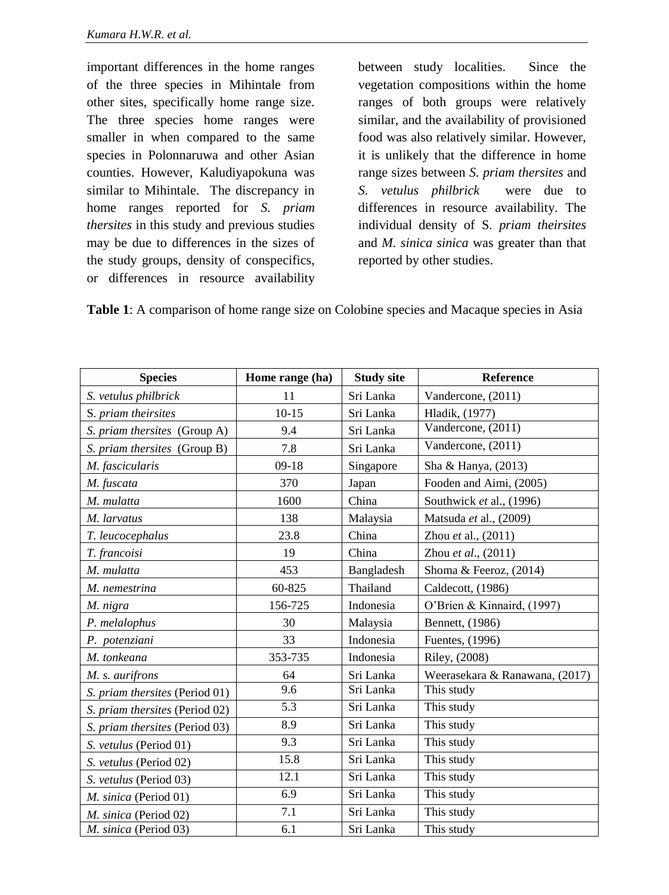important differences in the home ranges of the three species in Mihintale from other sites, specifically home range size. The three species home ranges were smaller in when compared to the same species in Polonnaruwa and other Asian counties. However, Kaludiyapokuna was similar to Mihintale. The discrepancy in home ranges reported for *S. priam thersites* in this study and previous studies may be due to differences in the sizes of the study groups, density of conspecifics, or differences in resource availability between study localities. Since the vegetation compositions within the home ranges of both groups were relatively similar, and the availability of provisioned food was also relatively similar. However, it is unlikely that the difference in home range sizes between *S. priam thersites* and *S. vetulus philbrick* were due to differences in resource availability. The individual density of S. *priam theirsites* and *M. sinica sinica* was greater than that reported by other studies.

**Table 1**: A comparison of home range size on Colobine species and Macaque species in Asia

| Species | Home range (ha) | Study site | Reference |
|---|---|---|---|
| *S. vetulus philbrick* | 11 | Sri Lanka | Vandercone, (2011) |
| S. *priam theirsites* | 10-15 | Sri Lanka | Hladik, (1977) |
| *S. priam thersites* (Group A) | 9.4 | Sri Lanka | Vandercone, (2011) |
| *S. priam thersites* (Group B) | 7.8 | Sri Lanka | Vandercone, (2011) |
| *M. fascicularis* | 09-18 | Singapore | Sha & Hanya, (2013) |
| *M. fuscata* | 370 | Japan | Fooden and Aimi, (2005) |
| *M. mulatta* | 1600 | China | Southwick *et* al., (1996) |
| *M. larvatus* | 138 | Malaysia | Matsuda *et* al., (2009) |
| *T. leucocephalus* | 23.8 | China | Zhou *et* al., (2011) |
| *T. francoisi* | 19 | China | Zhou *et al*., (2011) |
| *M. mulatta* | 453 | Bangladesh | Shoma & Feeroz, (2014) |
| *M. nemestrina* | 60-825 | Thailand | Caldecott, (1986) |
| *M. nigra* | 156-725 | Indonesia | O'Brien & Kinnaird, (1997) |
| *P. melalophus* | 30 | Malaysia | Bennett, (1986) |
| *P. potenziani* | 33 | Indonesia | Fuentes, (1996) |
| *M. tonkeana* | 353-735 | Indonesia | Riley, (2008) |
| *M. s. aurifrons* | 64 | Sri Lanka | Weerasekara & Ranawana, (2017) |
| *S. priam thersites* (Period 01) | 9.6 | Sri Lanka | This study |
| *S. priam thersites* (Period 02) | 5.3 | Sri Lanka | This study |
| *S. priam thersites* (Period 03) | 8.9 | Sri Lanka | This study |
| *S. vetulus* (Period 01) | 9.3 | Sri Lanka | This study |
| *S. vetulus* (Period 02) | 15.8 | Sri Lanka | This study |
| *S. vetulus* (Period 03) | 12.1 | Sri Lanka | This study |
| *M. sinica* (Period 01) | 6.9 | Sri Lanka | This study |
| *M. sinica* (Period 02) | 7.1 | Sri Lanka | This study |
| *M. sinica* (Period 03) | 6.1 | Sri Lanka | This study |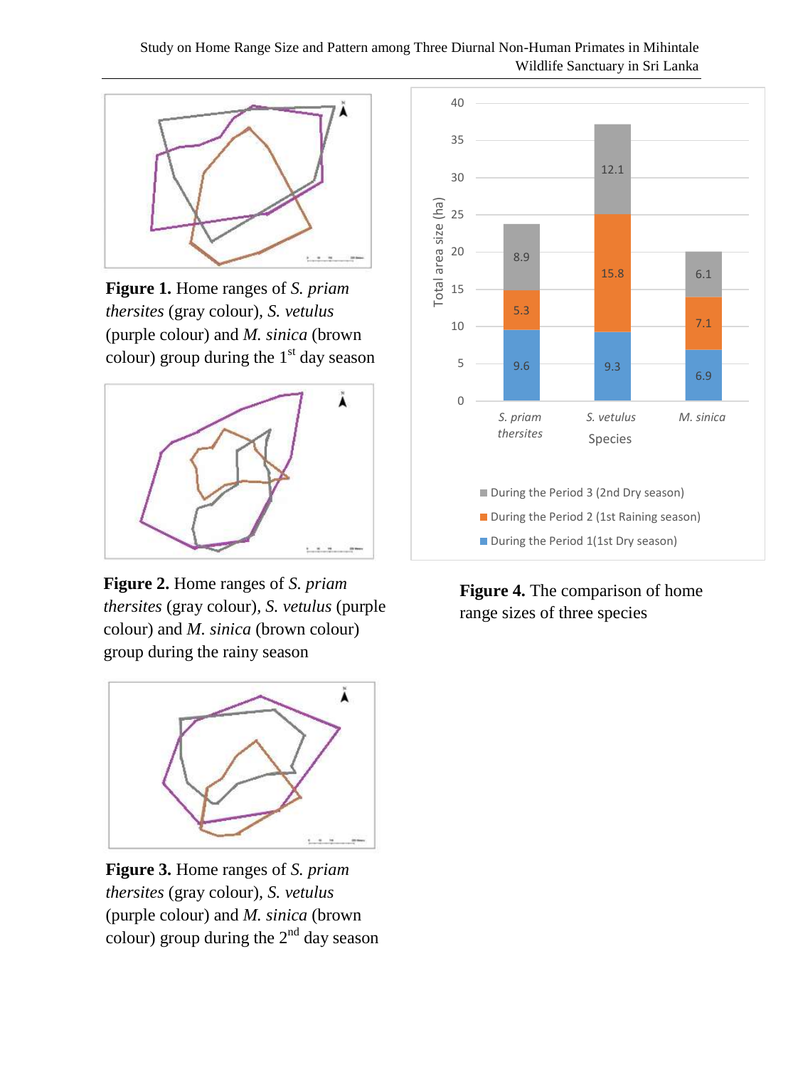**Figure 1.** Home ranges of *S. priam thersites* (gray colour), *S. vetulus* (purple colour) and *M. sinica* (brown colour) group during the 1st day season

**Figure 2.** Home ranges of *S. priam thersites* (gray colour), *S. vetulus* (purple colour) and *M. sinica* (brown colour) group during the rainy season

**Figure 3.** Home ranges of *S. priam thersites* (gray colour), *S. vetulus* (purple colour) and *M. sinica* (brown colour) group during the 2nd day season

**Figure 4.** The comparison of home range sizes of three species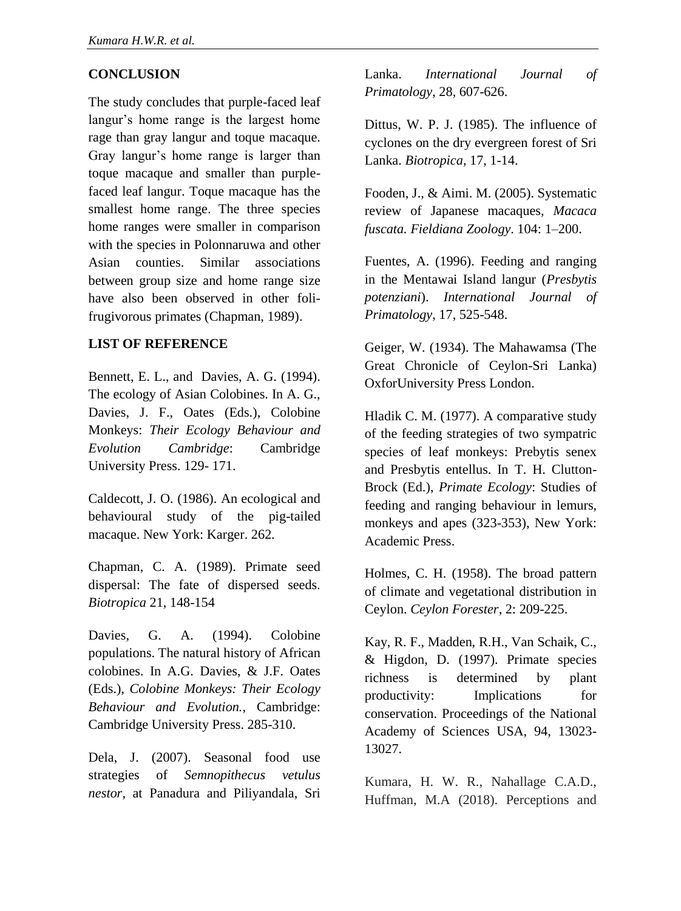## CONCLUSION

The study concludes that purple-faced leaf langur's home range is the largest home rage than gray langur and toque macaque. Gray langur's home range is larger than toque macaque and smaller than purple-faced leaf langur. Toque macaque has the smallest home range. The three species home ranges were smaller in comparison with the species in Polonnaruwa and other Asian counties. Similar associations between group size and home range size have also been observed in other foli-frugivorous primates (Chapman, 1989).

## LIST OF REFERENCE

Bennett, E. L., and Davies, A. G. (1994). The ecology of Asian Colobines. In A. G., Davies, J. F., Oates (Eds.), Colobine Monkeys: *Their Ecology Behaviour and Evolution Cambridge*: Cambridge University Press. 129- 171.

Caldecott, J. O. (1986). An ecological and behavioural study of the pig-tailed macaque. New York: Karger. 262.

Chapman, C. A. (1989). Primate seed dispersal: The fate of dispersed seeds. *Biotropica* 21, 148-154

Davies, G. A. (1994). Colobine populations. The natural history of African colobines. In A.G. Davies, & J.F. Oates (Eds.), *Colobine Monkeys: Their Ecology Behaviour and Evolution.*, Cambridge: Cambridge University Press. 285-310.

Dela, J. (2007). Seasonal food use strategies of *Semnopithecus vetulus nestor*, at Panadura and Piliyandala, Sri Lanka. *International Journal of Primatology*, 28, 607-626.

Dittus, W. P. J. (1985). The influence of cyclones on the dry evergreen forest of Sri Lanka. *Biotropica*, 17, 1-14.

Fooden, J., & Aimi. M. (2005). Systematic review of Japanese macaques, *Macaca fuscata*. *Fieldiana Zoology*. 104: 1–200.

Fuentes, A. (1996). Feeding and ranging in the Mentawai Island langur (*Presbytis potenziani*). *International Journal of Primatology*, 17, 525-548.

Geiger, W. (1934). The Mahawamsa (The Great Chronicle of Ceylon-Sri Lanka) OxforUniversity Press London.

Hladik C. M. (1977). A comparative study of the feeding strategies of two sympatric species of leaf monkeys: Prebytis senex and Presbytis entellus. In T. H. Clutton-Brock (Ed.), *Primate Ecology*: Studies of feeding and ranging behaviour in lemurs, monkeys and apes (323-353), New York: Academic Press.

Holmes, C. H. (1958). The broad pattern of climate and vegetational distribution in Ceylon. *Ceylon Forester*, 2: 209-225.

Kay, R. F., Madden, R.H., Van Schaik, C., & Higdon, D. (1997). Primate species richness is determined by plant productivity: Implications for conservation. Proceedings of the National Academy of Sciences USA, 94, 13023-13027.

Kumara, H. W. R., Nahallage C.A.D., Huffman, M.A (2018). Perceptions and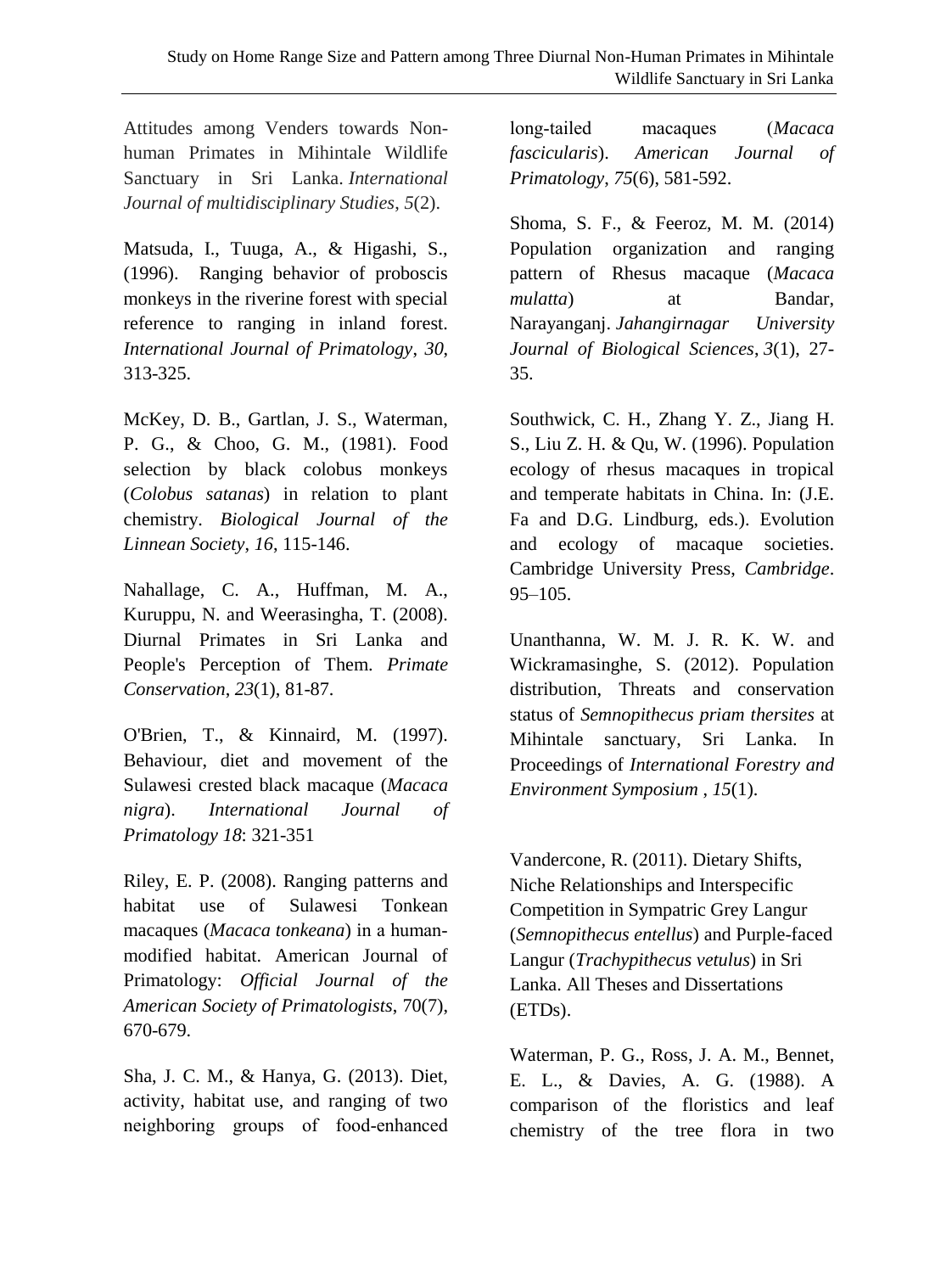Attitudes among Venders towards Non-human Primates in Mihintale Wildlife Sanctuary in Sri Lanka. *International Journal of multidisciplinary Studies*, *5*(2).

Matsuda, I., Tuuga, A., & Higashi, S., (1996). Ranging behavior of proboscis monkeys in the riverine forest with special reference to ranging in inland forest. *International Journal of Primatology*, *30*, 313-325.

McKey, D. B., Gartlan, J. S., Waterman, P. G., & Choo, G. M., (1981). Food selection by black colobus monkeys (*Colobus satanas*) in relation to plant chemistry. *Biological Journal of the Linnean Society*, *16*, 115-146.

Nahallage, C. A., Huffman, M. A., Kuruppu, N. and Weerasingha, T. (2008). Diurnal Primates in Sri Lanka and People's Perception of Them. *Primate Conservation*, *23*(1), 81-87.

O'Brien, T., & Kinnaird, M. (1997). Behaviour, diet and movement of the Sulawesi crested black macaque (*Macaca nigra*). *International Journal of Primatology 18*: 321-351

Riley, E. P. (2008). Ranging patterns and habitat use of Sulawesi Tonkean macaques (*Macaca tonkeana*) in a human-modified habitat. American Journal of Primatology: *Official Journal of the American Society of Primatologists*, 70(7), 670-679.

Sha, J. C. M., & Hanya, G. (2013). Diet, activity, habitat use, and ranging of two neighboring groups of food-enhanced long-tailed macaques (*Macaca fascicularis*). *American Journal of Primatology*, *75*(6), 581-592.

Shoma, S. F., & Feeroz, M. M. (2014) Population organization and ranging pattern of Rhesus macaque (*Macaca mulatta*) at Bandar, Narayanganj. *Jahangirnagar University Journal of Biological Sciences*, *3*(1), 27-35.

Southwick, C. H., Zhang Y. Z., Jiang H. S., Liu Z. H. & Qu, W. (1996). Population ecology of rhesus macaques in tropical and temperate habitats in China. In: (J.E. Fa and D.G. Lindburg, eds.). Evolution and ecology of macaque societies. Cambridge University Press, *Cambridge*. 95–105.

Unanthanna, W. M. J. R. K. W. and Wickramasinghe, S. (2012). Population distribution, Threats and conservation status of *Semnopithecus priam thersites* at Mihintale sanctuary, Sri Lanka. In Proceedings of *International Forestry and Environment Symposium* , *15*(1).

Vandercone, R. (2011). Dietary Shifts, Niche Relationships and Interspecific Competition in Sympatric Grey Langur (*Semnopithecus entellus*) and Purple-faced Langur (*Trachypithecus vetulus*) in Sri Lanka. All Theses and Dissertations (ETDs).

Waterman, P. G., Ross, J. A. M., Bennet, E. L., & Davies, A. G. (1988). A comparison of the floristics and leaf chemistry of the tree flora in two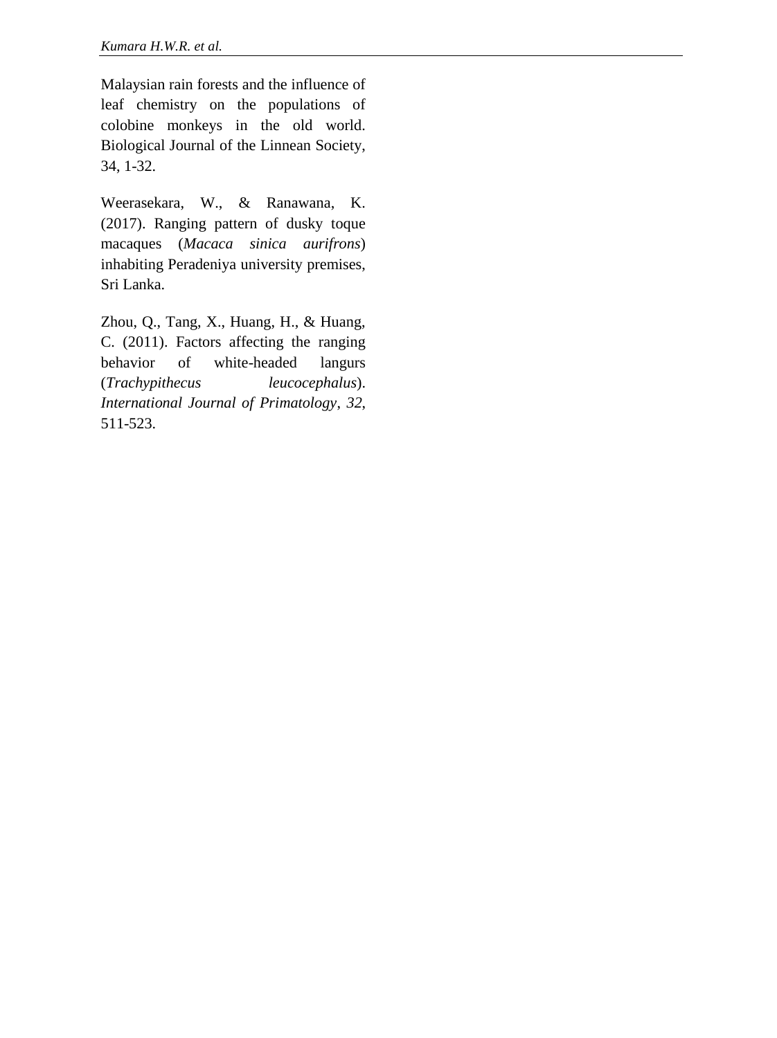Malaysian rain forests and the influence of leaf chemistry on the populations of colobine monkeys in the old world. Biological Journal of the Linnean Society, 34, 1-32.

Weerasekara, W., & Ranawana, K. (2017). Ranging pattern of dusky toque macaques (*Macaca sinica aurifrons*) inhabiting Peradeniya university premises, Sri Lanka.

Zhou, Q., Tang, X., Huang, H., & Huang, C. (2011). Factors affecting the ranging behavior of white-headed langurs (*Trachypithecus leucocephalus*). *International Journal of Primatology*, *32*, 511-523.